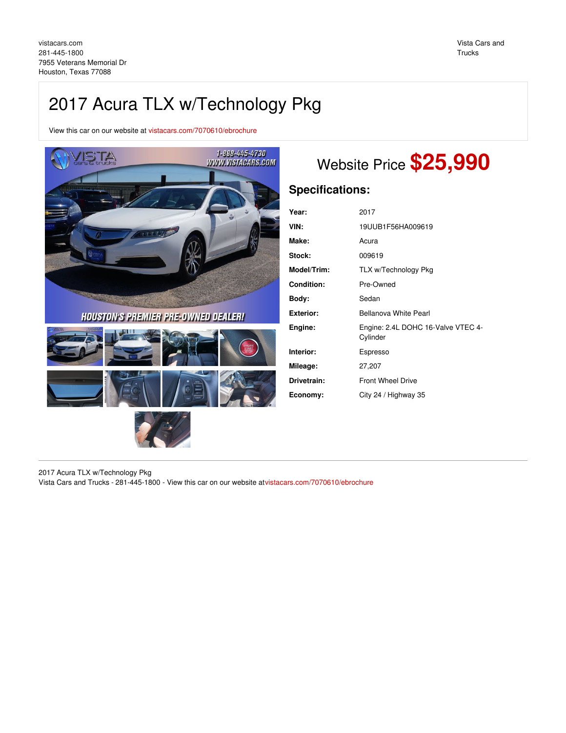vistacars.com
281-445-1800
7955 Veterans Memorial Dr
Houston, Texas 77088

Vista Cars and Trucks

# 2017 Acura TLX w/Technology Pkg

View this car on our website at vistacars.com/7070610/ebrochure

## Website Price $25,990

### Specifications:

| | |
|---|---|
| **Year:** | 2017 |
| **VIN:** | 19UUB1F56HA009619 |
| **Make:** | Acura |
| **Stock:** | 009619 |
| **Model/Trim:** | TLX w/Technology Pkg |
| **Condition:** | Pre-Owned |
| **Body:** | Sedan |
| **Exterior:** | Bellanova White Pearl |
| **Engine:** | Engine: 2.4L DOHC 16-Valve VTEC 4-Cylinder |
| **Interior:** | Espresso |
| **Mileage:** | 27,207 |
| **Drivetrain:** | Front Wheel Drive |
| **Economy:** | City 24 / Highway 35 |

2017 Acura TLX w/Technology Pkg
Vista Cars and Trucks - 281-445-1800 - View this car on our website atvistacars.com/7070610/ebrochure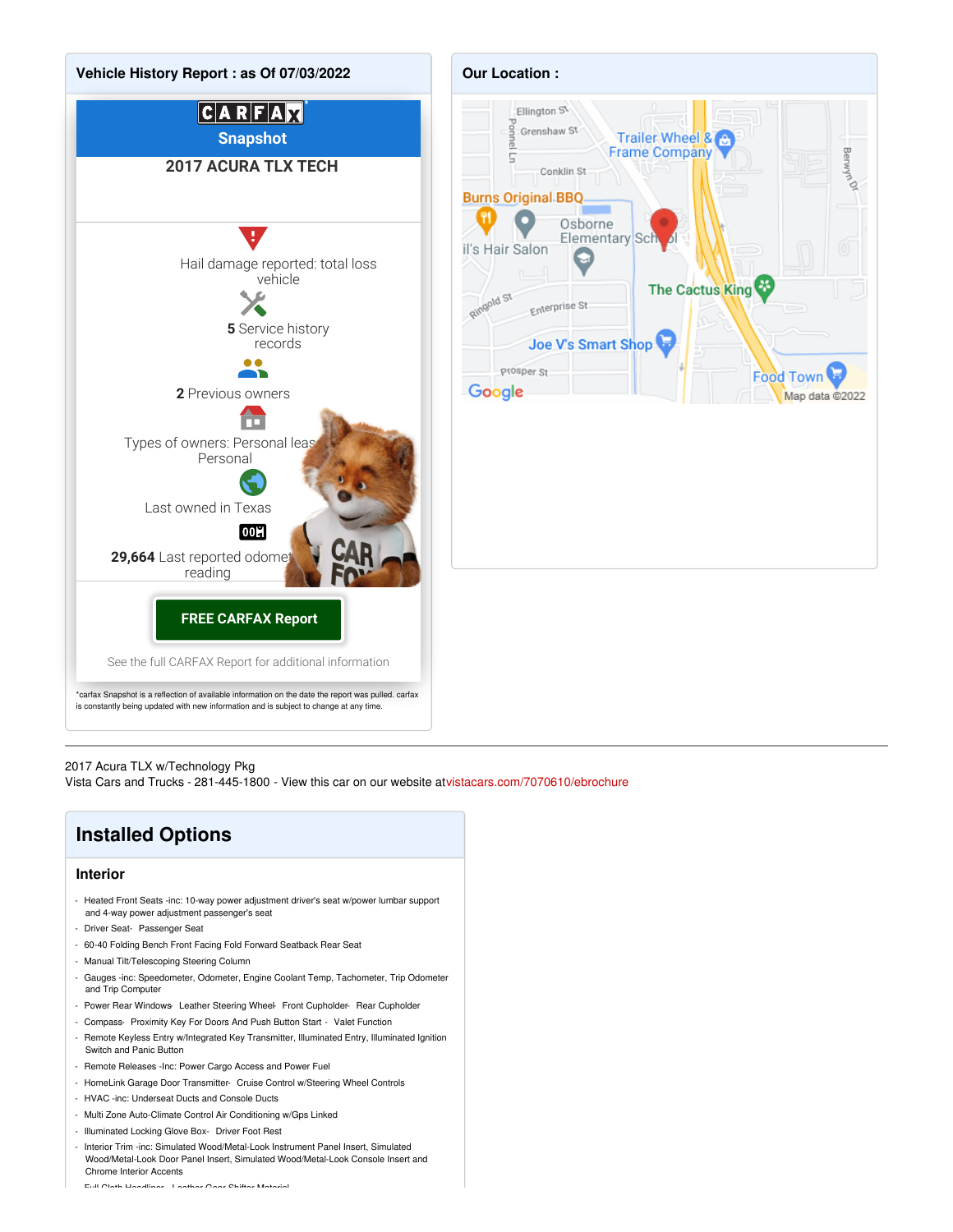## Vehicle History Report : as Of 07/03/2022

CARFAX

Snapshot

**2017 ACURA TLX TECH**

Hail damage reported: total loss vehicle

**5** Service history records

**2** Previous owners

Types of owners: Personal lease, Personal

Last owned in Texas

**29,664** Last reported odometer reading

**FREE CARFAX Report**

See the full CARFAX Report for additional information

*carfax Snapshot is a reflection of available information on the date the report was pulled. carfax is constantly being updated with new information and is subject to change at any time.

## Our Location :

Ellington St
Grenshaw St
Pomel Ln
Conklin St
Trailer Wheel & Frame Company
Berwyn Dr
Burns Original BBQ
Osborne Elementary School
il's Hair Salon
The Cactus King
Ringold St
Enterprise St
Joe V's Smart Shop
Prosper St
Food Town
Google
Map data ©2022

---

2017 Acura TLX w/Technology Pkg
Vista Cars and Trucks - 281-445-1800 - View this car on our website at vistacars.com/7070610/ebrochure

# Installed Options

### Interior

- Heated Front Seats -inc: 10-way power adjustment driver's seat w/power lumbar support and 4-way power adjustment passenger's seat
- Driver Seat- Passenger Seat
- 60-40 Folding Bench Front Facing Fold Forward Seatback Rear Seat
- Manual Tilt/Telescoping Steering Column
- Gauges -inc: Speedometer, Odometer, Engine Coolant Temp, Tachometer, Trip Odometer and Trip Computer
- Power Rear Windows- Leather Steering Wheel- Front Cupholder- Rear Cupholder
- Compass- Proximity Key For Doors And Push Button Start - Valet Function
- Remote Keyless Entry w/Integrated Key Transmitter, Illuminated Entry, Illuminated Ignition Switch and Panic Button
- Remote Releases -Inc: Power Cargo Access and Power Fuel
- HomeLink Garage Door Transmitter- Cruise Control w/Steering Wheel Controls
- HVAC -inc: Underseat Ducts and Console Ducts
- Multi Zone Auto-Climate Control Air Conditioning w/Gps Linked
- Illuminated Locking Glove Box- Driver Foot Rest
- Interior Trim -inc: Simulated Wood/Metal-Look Instrument Panel Insert, Simulated Wood/Metal-Look Door Panel Insert, Simulated Wood/Metal-Look Console Insert and Chrome Interior Accents
- Full Cloth Headliner- Leather Gear Shifter Material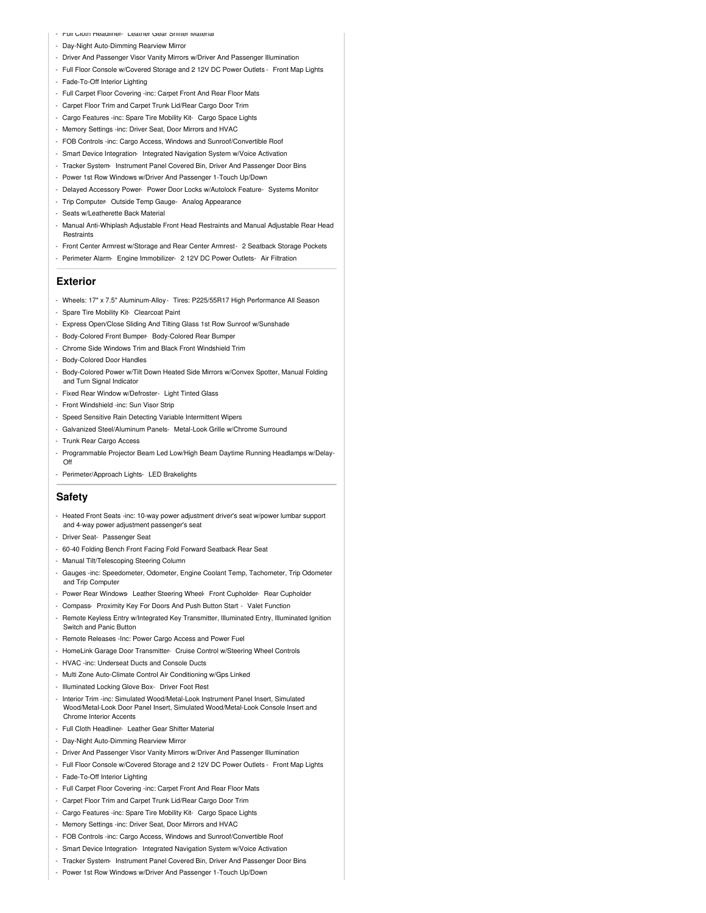- Full Cloth Headliner- Leather Gear Shifter Material
- Day-Night Auto-Dimming Rearview Mirror
- Driver And Passenger Visor Vanity Mirrors w/Driver And Passenger Illumination
- Full Floor Console w/Covered Storage and 2 12V DC Power Outlets - Front Map Lights
- Fade-To-Off Interior Lighting
- Full Carpet Floor Covering -inc: Carpet Front And Rear Floor Mats
- Carpet Floor Trim and Carpet Trunk Lid/Rear Cargo Door Trim
- Cargo Features -inc: Spare Tire Mobility Kit- Cargo Space Lights
- Memory Settings -inc: Driver Seat, Door Mirrors and HVAC
- FOB Controls -inc: Cargo Access, Windows and Sunroof/Convertible Roof
- Smart Device Integration- Integrated Navigation System w/Voice Activation
- Tracker System- Instrument Panel Covered Bin, Driver And Passenger Door Bins
- Power 1st Row Windows w/Driver And Passenger 1-Touch Up/Down
- Delayed Accessory Power- Power Door Locks w/Autolock Feature- Systems Monitor
- Trip Computer- Outside Temp Gauge- Analog Appearance
- Seats w/Leatherette Back Material
- Manual Anti-Whiplash Adjustable Front Head Restraints and Manual Adjustable Rear Head Restraints
- Front Center Armrest w/Storage and Rear Center Armrest- 2 Seatback Storage Pockets
- Perimeter Alarm- Engine Immobilizer- 2 12V DC Power Outlets- Air Filtration

## Exterior

- Wheels: 17" x 7.5" Aluminum-Alloy- Tires: P225/55R17 High Performance All Season
- Spare Tire Mobility Kit- Clearcoat Paint
- Express Open/Close Sliding And Tilting Glass 1st Row Sunroof w/Sunshade
- Body-Colored Front Bumper- Body-Colored Rear Bumper
- Chrome Side Windows Trim and Black Front Windshield Trim
- Body-Colored Door Handles
- Body-Colored Power w/Tilt Down Heated Side Mirrors w/Convex Spotter, Manual Folding and Turn Signal Indicator
- Fixed Rear Window w/Defroster- Light Tinted Glass
- Front Windshield -inc: Sun Visor Strip
- Speed Sensitive Rain Detecting Variable Intermittent Wipers
- Galvanized Steel/Aluminum Panels- Metal-Look Grille w/Chrome Surround
- Trunk Rear Cargo Access
- Programmable Projector Beam Led Low/High Beam Daytime Running Headlamps w/Delay-Off
- Perimeter/Approach Lights- LED Brakelights

## Safety

- Heated Front Seats -inc: 10-way power adjustment driver's seat w/power lumbar support and 4-way power adjustment passenger's seat
- Driver Seat- Passenger Seat
- 60-40 Folding Bench Front Facing Fold Forward Seatback Rear Seat
- Manual Tilt/Telescoping Steering Column
- Gauges -inc: Speedometer, Odometer, Engine Coolant Temp, Tachometer, Trip Odometer and Trip Computer
- Power Rear Windows- Leather Steering Wheel- Front Cupholder- Rear Cupholder
- Compass- Proximity Key For Doors And Push Button Start - Valet Function
- Remote Keyless Entry w/Integrated Key Transmitter, Illuminated Entry, Illuminated Ignition Switch and Panic Button
- Remote Releases -Inc: Power Cargo Access and Power Fuel
- HomeLink Garage Door Transmitter- Cruise Control w/Steering Wheel Controls
- HVAC -inc: Underseat Ducts and Console Ducts
- Multi Zone Auto-Climate Control Air Conditioning w/Gps Linked
- Illuminated Locking Glove Box- Driver Foot Rest
- Interior Trim -inc: Simulated Wood/Metal-Look Instrument Panel Insert, Simulated Wood/Metal-Look Door Panel Insert, Simulated Wood/Metal-Look Console Insert and Chrome Interior Accents
- Full Cloth Headliner- Leather Gear Shifter Material
- Day-Night Auto-Dimming Rearview Mirror
- Driver And Passenger Visor Vanity Mirrors w/Driver And Passenger Illumination
- Full Floor Console w/Covered Storage and 2 12V DC Power Outlets - Front Map Lights
- Fade-To-Off Interior Lighting
- Full Carpet Floor Covering -inc: Carpet Front And Rear Floor Mats
- Carpet Floor Trim and Carpet Trunk Lid/Rear Cargo Door Trim
- Cargo Features -inc: Spare Tire Mobility Kit- Cargo Space Lights
- Memory Settings -inc: Driver Seat, Door Mirrors and HVAC
- FOB Controls -inc: Cargo Access, Windows and Sunroof/Convertible Roof
- Smart Device Integration- Integrated Navigation System w/Voice Activation
- Tracker System- Instrument Panel Covered Bin, Driver And Passenger Door Bins
- Power 1st Row Windows w/Driver And Passenger 1-Touch Up/Down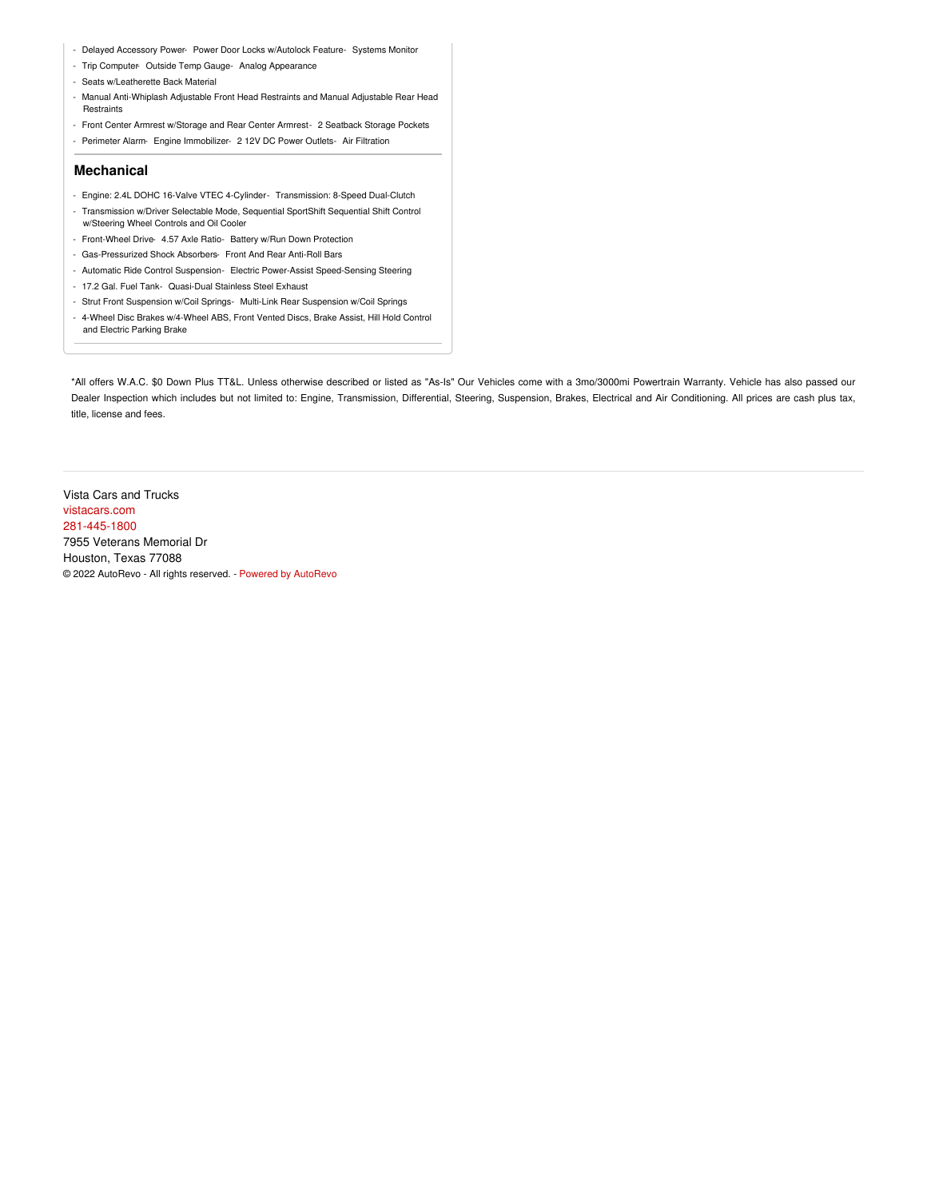- Delayed Accessory Power- Power Door Locks w/Autolock Feature- Systems Monitor
- Trip Computer- Outside Temp Gauge- Analog Appearance
- Seats w/Leatherette Back Material
- Manual Anti-Whiplash Adjustable Front Head Restraints and Manual Adjustable Rear Head Restraints
- Front Center Armrest w/Storage and Rear Center Armrest- 2 Seatback Storage Pockets
- Perimeter Alarm- Engine Immobilizer- 2 12V DC Power Outlets- Air Filtration

## Mechanical

- Engine: 2.4L DOHC 16-Valve VTEC 4-Cylinder- Transmission: 8-Speed Dual-Clutch
- Transmission w/Driver Selectable Mode, Sequential SportShift Sequential Shift Control w/Steering Wheel Controls and Oil Cooler
- Front-Wheel Drive- 4.57 Axle Ratio- Battery w/Run Down Protection
- Gas-Pressurized Shock Absorbers- Front And Rear Anti-Roll Bars
- Automatic Ride Control Suspension- Electric Power-Assist Speed-Sensing Steering
- 17.2 Gal. Fuel Tank- Quasi-Dual Stainless Steel Exhaust
- Strut Front Suspension w/Coil Springs- Multi-Link Rear Suspension w/Coil Springs
- 4-Wheel Disc Brakes w/4-Wheel ABS, Front Vented Discs, Brake Assist, Hill Hold Control and Electric Parking Brake

*All offers W.A.C. $0 Down Plus TT&L. Unless otherwise described or listed as "As-Is" Our Vehicles come with a 3mo/3000mi Powertrain Warranty. Vehicle has also passed our Dealer Inspection which includes but not limited to: Engine, Transmission, Differential, Steering, Suspension, Brakes, Electrical and Air Conditioning. All prices are cash plus tax, title, license and fees.

Vista Cars and Trucks
vistacars.com
281-445-1800
7955 Veterans Memorial Dr
Houston, Texas 77088
© 2022 AutoRevo - All rights reserved. - Powered by AutoRevo